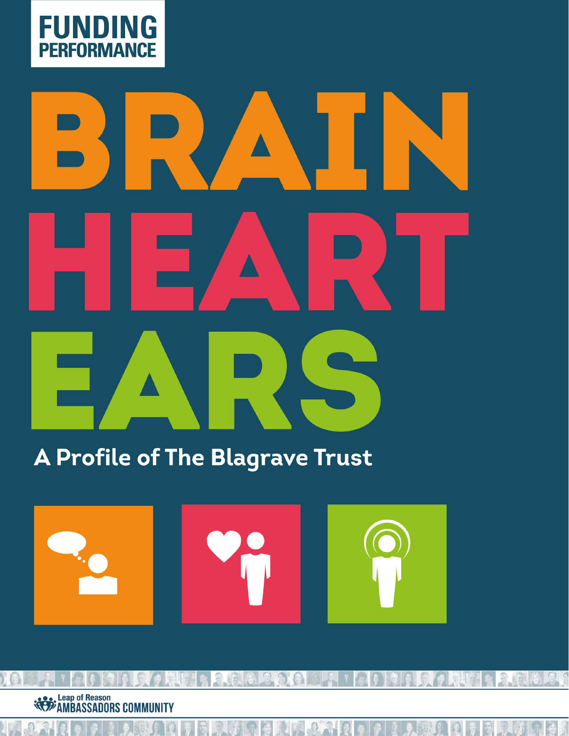**FUNDING PERFORMANCE**

# BRAIN HEART EARS

## A Profile of The Blagrave Trust

Leap of Reason AMBASSADORS COMMUNITY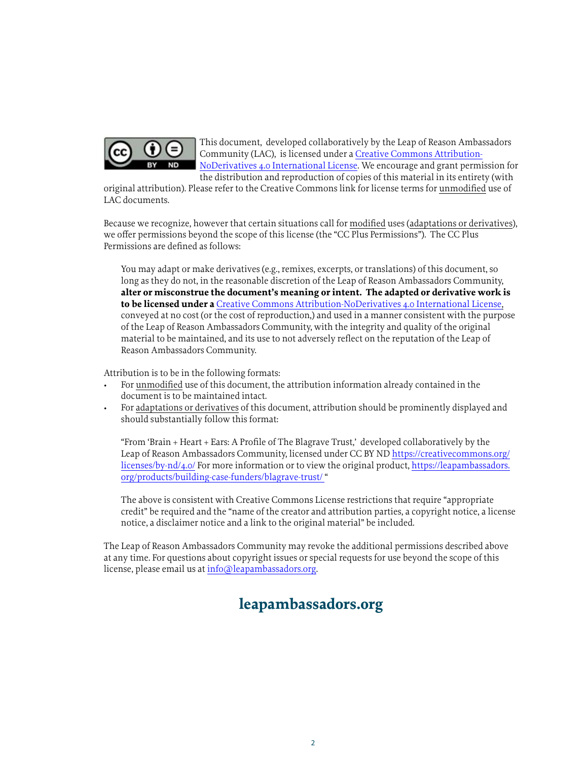This document, developed collaboratively by the Leap of Reason Ambassadors Community (LAC), is licensed under a [Creative Commons Attribution-NoDerivatives 4.0 International License](https://creativecommons.org/licenses/by-nd/4.0/). We encourage and grant permission for the distribution and reproduction of copies of this material in its entirety (with original attribution). Please refer to the Creative Commons link for license terms for unmodified use of LAC documents.

Because we recognize, however that certain situations call for modified uses (adaptations or derivatives), we offer permissions beyond the scope of this license (the "CC Plus Permissions"). The CC Plus Permissions are defined as follows:

> You may adapt or make derivatives (e.g., remixes, excerpts, or translations) of this document, so long as they do not, in the reasonable discretion of the Leap of Reason Ambassadors Community, **alter or misconstrue the document's meaning or intent. The adapted or derivative work is to be licensed under a** [Creative Commons Attribution-NoDerivatives 4.0 International License](https://creativecommons.org/licenses/by-nd/4.0/), conveyed at no cost (or the cost of reproduction,) and used in a manner consistent with the purpose of the Leap of Reason Ambassadors Community, with the integrity and quality of the original material to be maintained, and its use to not adversely reflect on the reputation of the Leap of Reason Ambassadors Community.

Attribution is to be in the following formats:

- For unmodified use of this document, the attribution information already contained in the document is to be maintained intact.
- For adaptations or derivatives of this document, attribution should be prominently displayed and should substantially follow this format:

> "From 'Brain + Heart + Ears: A Profile of The Blagrave Trust,' developed collaboratively by the Leap of Reason Ambassadors Community, licensed under CC BY ND https://creativecommons.org/licenses/by-nd/4.0/ For more information or to view the original product, https://leapambassadors.org/products/building-case-funders/blagrave-trust/ "
>
> The above is consistent with Creative Commons License restrictions that require "appropriate credit" be required and the "name of the creator and attribution parties, a copyright notice, a license notice, a disclaimer notice and a link to the original material" be included.

The Leap of Reason Ambassadors Community may revoke the additional permissions described above at any time. For questions about copyright issues or special requests for use beyond the scope of this license, please email us at info@leapambassadors.org.

**leapambassadors.org**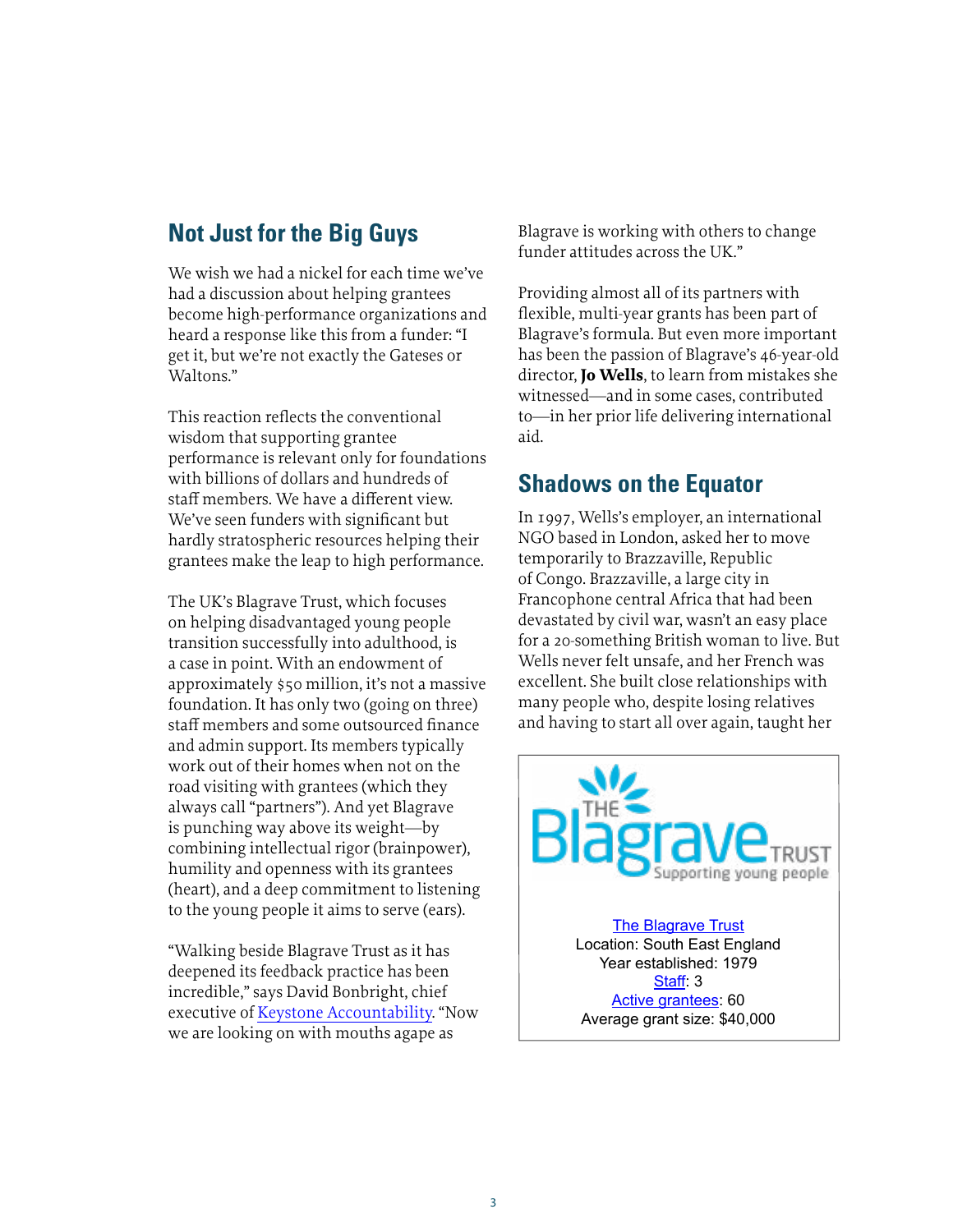## Not Just for the Big Guys

We wish we had a nickel for each time we've had a discussion about helping grantees become high-performance organizations and heard a response like this from a funder: "I get it, but we're not exactly the Gateses or Waltons."

This reaction reflects the conventional wisdom that supporting grantee performance is relevant only for foundations with billions of dollars and hundreds of staff members. We have a different view. We've seen funders with significant but hardly stratospheric resources helping their grantees make the leap to high performance.

The UK's Blagrave Trust, which focuses on helping disadvantaged young people transition successfully into adulthood, is a case in point. With an endowment of approximately $50 million, it's not a massive foundation. It has only two (going on three) staff members and some outsourced finance and admin support. Its members typically work out of their homes when not on the road visiting with grantees (which they always call "partners"). And yet Blagrave is punching way above its weight—by combining intellectual rigor (brainpower), humility and openness with its grantees (heart), and a deep commitment to listening to the young people it aims to serve (ears).

"Walking beside Blagrave Trust as it has deepened its feedback practice has been incredible," says David Bonbright, chief executive of Keystone Accountability. "Now we are looking on with mouths agape as Blagrave is working with others to change funder attitudes across the UK."

Providing almost all of its partners with flexible, multi-year grants has been part of Blagrave's formula. But even more important has been the passion of Blagrave's 46-year-old director, **Jo Wells**, to learn from mistakes she witnessed—and in some cases, contributed to—in her prior life delivering international aid.

## Shadows on the Equator

In 1997, Wells's employer, an international NGO based in London, asked her to move temporarily to Brazzaville, Republic of Congo. Brazzaville, a large city in Francophone central Africa that had been devastated by civil war, wasn't an easy place for a 20-something British woman to live. But Wells never felt unsafe, and her French was excellent. She built close relationships with many people who, despite losing relatives and having to start all over again, taught her

THE Blagrave TRUST
Supporting young people

The Blagrave Trust
Location: South East England
Year established: 1979
Staff: 3
Active grantees: 60
Average grant size: $40,000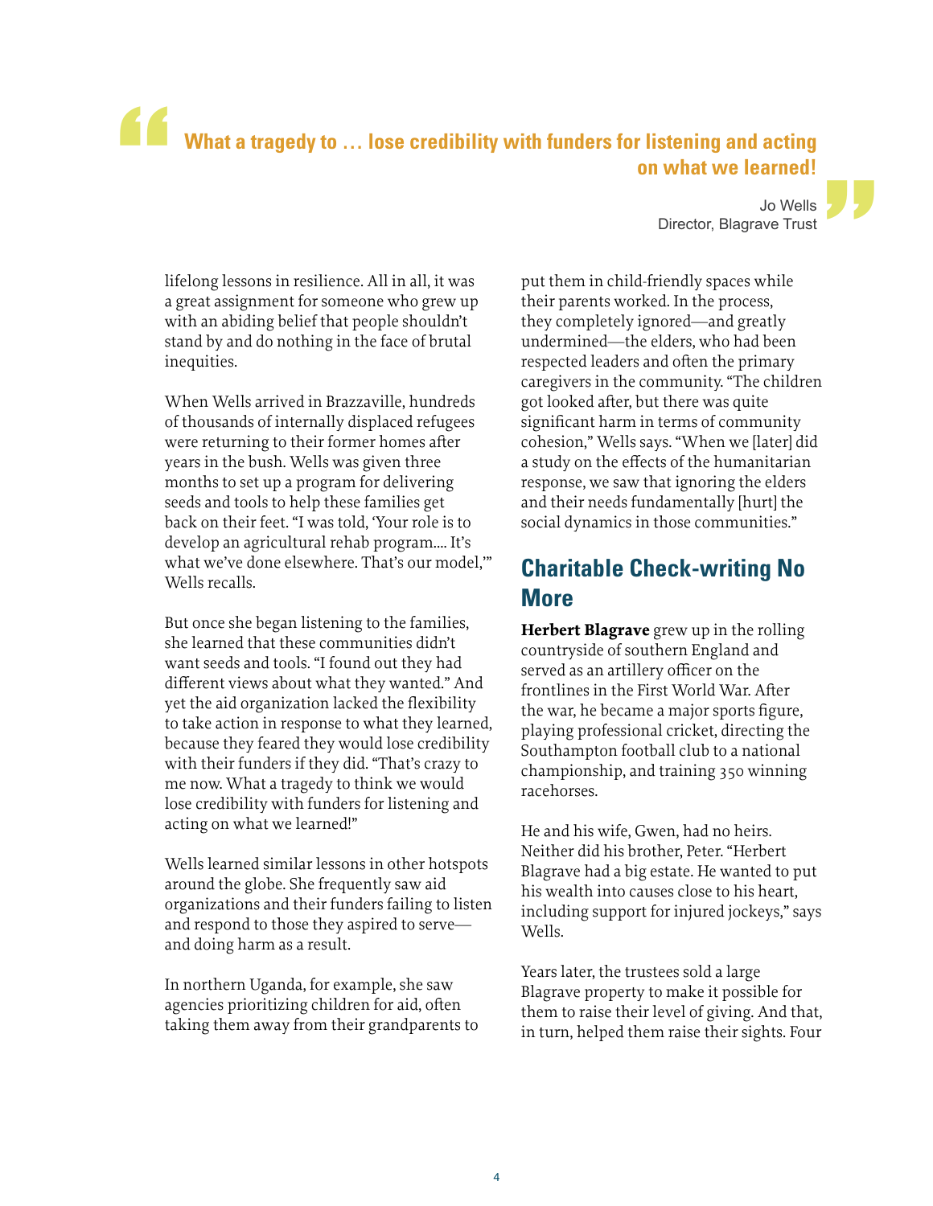> **What a tragedy to … lose credibility with funders for listening and acting on what we learned!**
>
> Jo Wells
> Director, Blagrave Trust

lifelong lessons in resilience. All in all, it was a great assignment for someone who grew up with an abiding belief that people shouldn't stand by and do nothing in the face of brutal inequities.

When Wells arrived in Brazzaville, hundreds of thousands of internally displaced refugees were returning to their former homes after years in the bush. Wells was given three months to set up a program for delivering seeds and tools to help these families get back on their feet. "I was told, 'Your role is to develop an agricultural rehab program.... It's what we've done elsewhere. That's our model,'" Wells recalls.

But once she began listening to the families, she learned that these communities didn't want seeds and tools. "I found out they had different views about what they wanted." And yet the aid organization lacked the flexibility to take action in response to what they learned, because they feared they would lose credibility with their funders if they did. "That's crazy to me now. What a tragedy to think we would lose credibility with funders for listening and acting on what we learned!"

Wells learned similar lessons in other hotspots around the globe. She frequently saw aid organizations and their funders failing to listen and respond to those they aspired to serve—and doing harm as a result.

In northern Uganda, for example, she saw agencies prioritizing children for aid, often taking them away from their grandparents to put them in child-friendly spaces while their parents worked. In the process, they completely ignored—and greatly undermined—the elders, who had been respected leaders and often the primary caregivers in the community. "The children got looked after, but there was quite significant harm in terms of community cohesion," Wells says. "When we [later] did a study on the effects of the humanitarian response, we saw that ignoring the elders and their needs fundamentally [hurt] the social dynamics in those communities."

## Charitable Check-writing No More

**Herbert Blagrave** grew up in the rolling countryside of southern England and served as an artillery officer on the frontlines in the First World War. After the war, he became a major sports figure, playing professional cricket, directing the Southampton football club to a national championship, and training 350 winning racehorses.

He and his wife, Gwen, had no heirs. Neither did his brother, Peter. "Herbert Blagrave had a big estate. He wanted to put his wealth into causes close to his heart, including support for injured jockeys," says Wells.

Years later, the trustees sold a large Blagrave property to make it possible for them to raise their level of giving. And that, in turn, helped them raise their sights. Four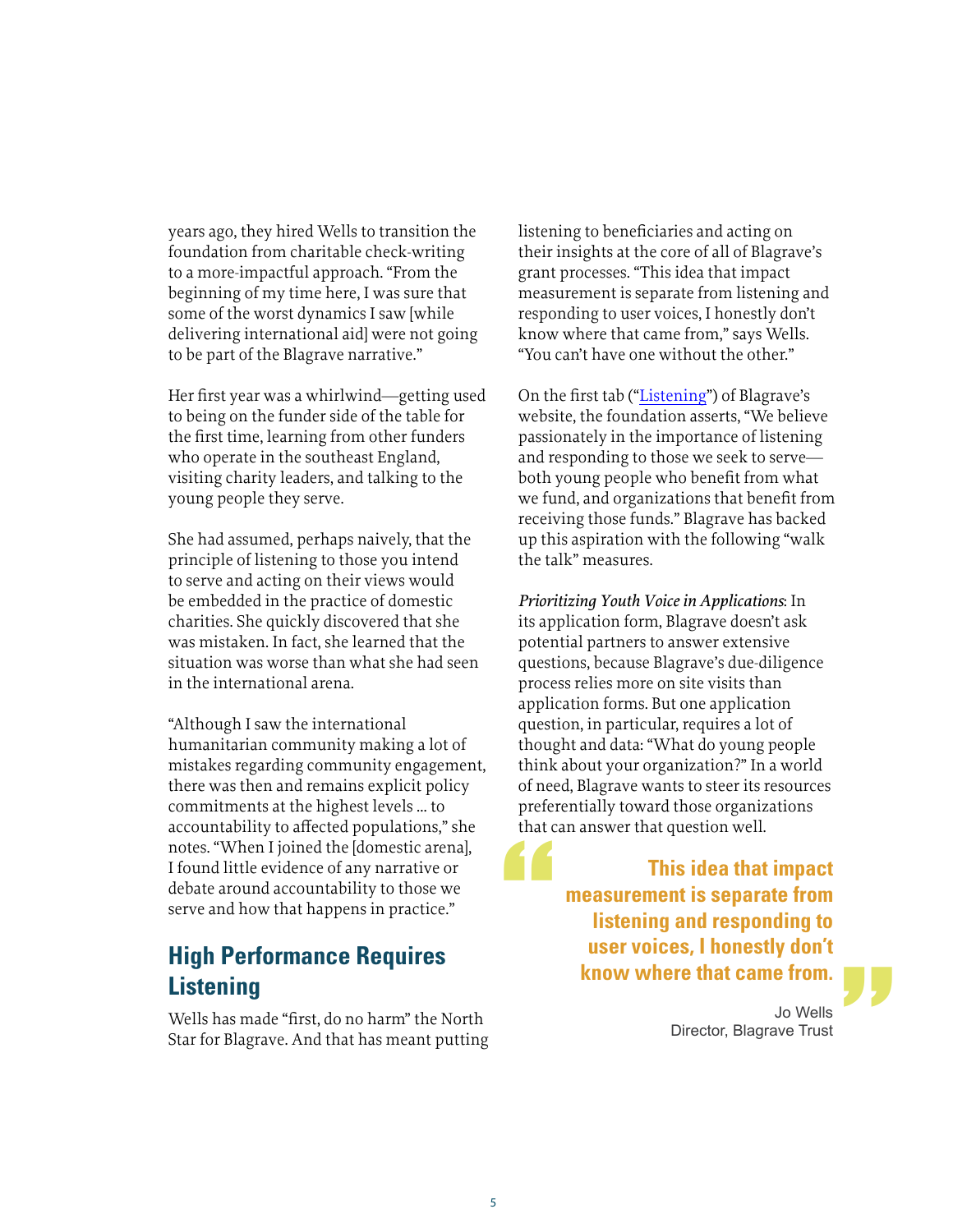years ago, they hired Wells to transition the foundation from charitable check-writing to a more-impactful approach. "From the beginning of my time here, I was sure that some of the worst dynamics I saw [while delivering international aid] were not going to be part of the Blagrave narrative."

Her first year was a whirlwind—getting used to being on the funder side of the table for the first time, learning from other funders who operate in the southeast England, visiting charity leaders, and talking to the young people they serve.

She had assumed, perhaps naively, that the principle of listening to those you intend to serve and acting on their views would be embedded in the practice of domestic charities. She quickly discovered that she was mistaken. In fact, she learned that the situation was worse than what she had seen in the international arena.

"Although I saw the international humanitarian community making a lot of mistakes regarding community engagement, there was then and remains explicit policy commitments at the highest levels ... to accountability to affected populations," she notes. "When I joined the [domestic arena], I found little evidence of any narrative or debate around accountability to those we serve and how that happens in practice."

## High Performance Requires Listening

Wells has made "first, do no harm" the North Star for Blagrave. And that has meant putting listening to beneficiaries and acting on their insights at the core of all of Blagrave's grant processes. "This idea that impact measurement is separate from listening and responding to user voices, I honestly don't know where that came from," says Wells. "You can't have one without the other."

On the first tab ("Listening") of Blagrave's website, the foundation asserts, "We believe passionately in the importance of listening and responding to those we seek to serve—both young people who benefit from what we fund, and organizations that benefit from receiving those funds." Blagrave has backed up this aspiration with the following "walk the talk" measures.

*Prioritizing Youth Voice in Applications*: In its application form, Blagrave doesn't ask potential partners to answer extensive questions, because Blagrave's due-diligence process relies more on site visits than application forms. But one application question, in particular, requires a lot of thought and data: "What do young people think about your organization?" In a world of need, Blagrave wants to steer its resources preferentially toward those organizations that can answer that question well.

> **This idea that impact measurement is separate from listening and responding to user voices, I honestly don't know where that came from.**
>
> Jo Wells
> Director, Blagrave Trust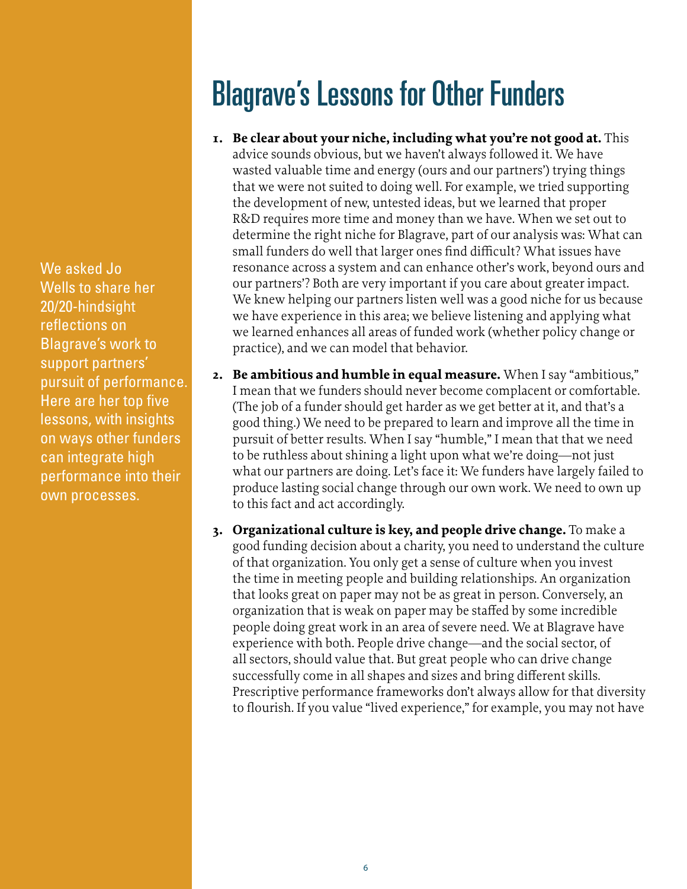# Blagrave's Lessons for Other Funders

We asked Jo Wells to share her 20/20-hindsight reflections on Blagrave's work to support partners' pursuit of performance. Here are her top five lessons, with insights on ways other funders can integrate high performance into their own processes.

1. **Be clear about your niche, including what you're not good at.** This advice sounds obvious, but we haven't always followed it. We have wasted valuable time and energy (ours and our partners') trying things that we were not suited to doing well. For example, we tried supporting the development of new, untested ideas, but we learned that proper R&D requires more time and money than we have. When we set out to determine the right niche for Blagrave, part of our analysis was: What can small funders do well that larger ones find difficult? What issues have resonance across a system and can enhance other's work, beyond ours and our partners'? Both are very important if you care about greater impact. We knew helping our partners listen well was a good niche for us because we have experience in this area; we believe listening and applying what we learned enhances all areas of funded work (whether policy change or practice), and we can model that behavior.

2. **Be ambitious and humble in equal measure.** When I say "ambitious," I mean that we funders should never become complacent or comfortable. (The job of a funder should get harder as we get better at it, and that's a good thing.) We need to be prepared to learn and improve all the time in pursuit of better results. When I say "humble," I mean that that we need to be ruthless about shining a light upon what we're doing—not just what our partners are doing. Let's face it: We funders have largely failed to produce lasting social change through our own work. We need to own up to this fact and act accordingly.

3. **Organizational culture is key, and people drive change.** To make a good funding decision about a charity, you need to understand the culture of that organization. You only get a sense of culture when you invest the time in meeting people and building relationships. An organization that looks great on paper may not be as great in person. Conversely, an organization that is weak on paper may be staffed by some incredible people doing great work in an area of severe need. We at Blagrave have experience with both. People drive change—and the social sector, of all sectors, should value that. But great people who can drive change successfully come in all shapes and sizes and bring different skills. Prescriptive performance frameworks don't always allow for that diversity to flourish. If you value "lived experience," for example, you may not have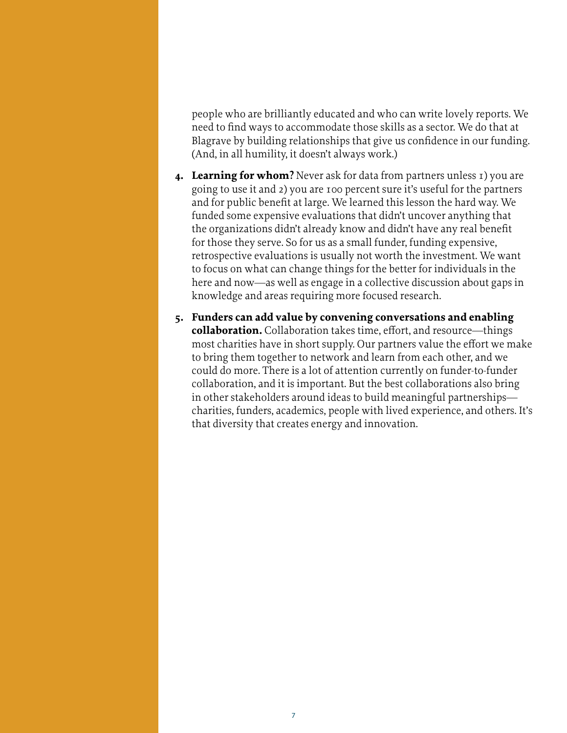people who are brilliantly educated and who can write lovely reports. We need to find ways to accommodate those skills as a sector. We do that at Blagrave by building relationships that give us confidence in our funding. (And, in all humility, it doesn't always work.)

4. **Learning for whom?** Never ask for data from partners unless 1) you are going to use it and 2) you are 100 percent sure it's useful for the partners and for public benefit at large. We learned this lesson the hard way. We funded some expensive evaluations that didn't uncover anything that the organizations didn't already know and didn't have any real benefit for those they serve. So for us as a small funder, funding expensive, retrospective evaluations is usually not worth the investment. We want to focus on what can change things for the better for individuals in the here and now—as well as engage in a collective discussion about gaps in knowledge and areas requiring more focused research.

5. **Funders can add value by convening conversations and enabling collaboration.** Collaboration takes time, effort, and resource—things most charities have in short supply. Our partners value the effort we make to bring them together to network and learn from each other, and we could do more. There is a lot of attention currently on funder-to-funder collaboration, and it is important. But the best collaborations also bring in other stakeholders around ideas to build meaningful partnerships—charities, funders, academics, people with lived experience, and others. It's that diversity that creates energy and innovation.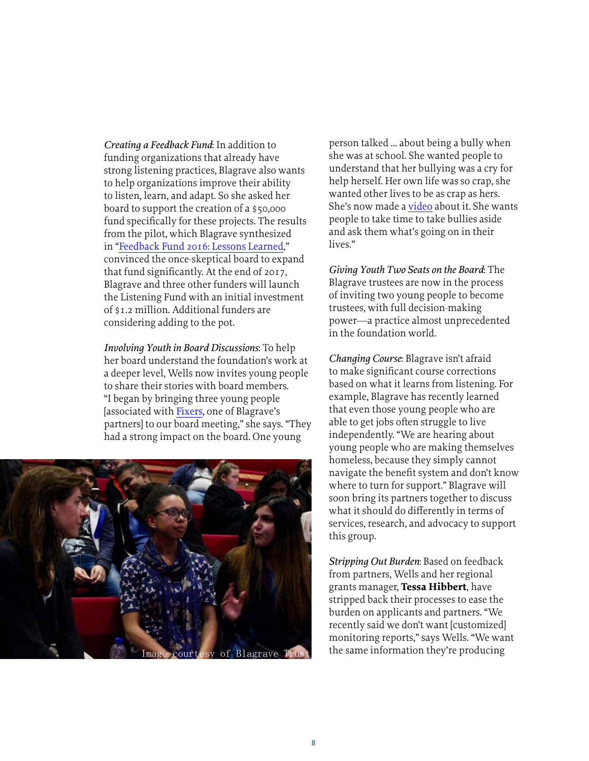*Creating a Feedback Fund*: In addition to funding organizations that already have strong listening practices, Blagrave also wants to help organizations improve their ability to listen, learn, and adapt. So she asked her board to support the creation of a $50,000 fund specifically for these projects. The results from the pilot, which Blagrave synthesized in "Feedback Fund 2016: Lessons Learned," convinced the once-skeptical board to expand that fund significantly. At the end of 2017, Blagrave and three other funders will launch the Listening Fund with an initial investment of $1.2 million. Additional funders are considering adding to the pot.

*Involving Youth in Board Discussions*: To help her board understand the foundation's work at a deeper level, Wells now invites young people to share their stories with board members. "I began by bringing three young people [associated with Fixers, one of Blagrave's partners] to our board meeting," she says. "They had a strong impact on the board. One young person talked … about being a bully when she was at school. She wanted people to understand that her bullying was a cry for help herself. Her own life was so crap, she wanted other lives to be as crap as hers. She's now made a video about it. She wants people to take time to take bullies aside and ask them what's going on in their lives."

Image courtesy of Blagrave Trust

*Giving Youth Two Seats on the Board*: The Blagrave trustees are now in the process of inviting two young people to become trustees, with full decision-making power—a practice almost unprecedented in the foundation world.

*Changing Course*: Blagrave isn't afraid to make significant course corrections based on what it learns from listening. For example, Blagrave has recently learned that even those young people who are able to get jobs often struggle to live independently. "We are hearing about young people who are making themselves homeless, because they simply cannot navigate the benefit system and don't know where to turn for support." Blagrave will soon bring its partners together to discuss what it should do differently in terms of services, research, and advocacy to support this group.

*Stripping Out Burden*: Based on feedback from partners, Wells and her regional grants manager, **Tessa Hibbert**, have stripped back their processes to ease the burden on applicants and partners. "We recently said we don't want [customized] monitoring reports," says Wells. "We want the same information they're producing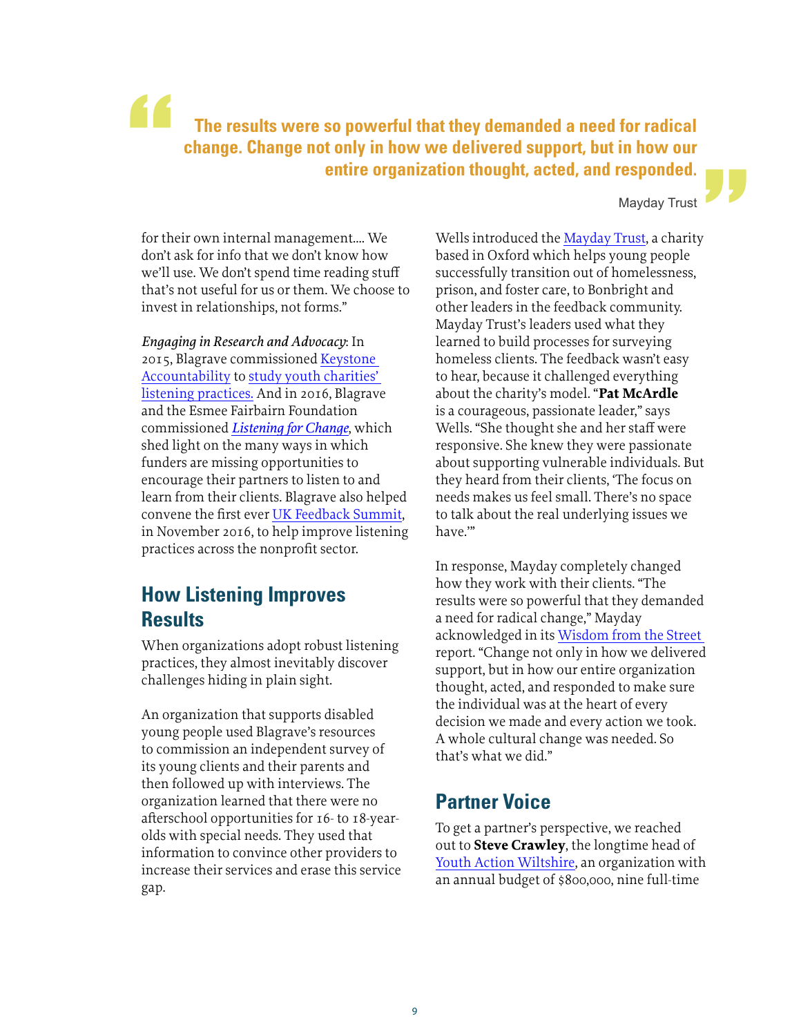> **The results were so powerful that they demanded a need for radical change. Change not only in how we delivered support, but in how our entire organization thought, acted, and responded.**
>
> Mayday Trust

for their own internal management.... We don't ask for info that we don't know how we'll use. We don't spend time reading stuff that's not useful for us or them. We choose to invest in relationships, not forms."

*Engaging in Research and Advocacy*: In 2015, Blagrave commissioned Keystone Accountability to study youth charities' listening practices. And in 2016, Blagrave and the Esmee Fairbairn Foundation commissioned ***Listening for Change***, which shed light on the many ways in which funders are missing opportunities to encourage their partners to listen to and learn from their clients. Blagrave also helped convene the first ever UK Feedback Summit, in November 2016, to help improve listening practices across the nonprofit sector.

## How Listening Improves Results

When organizations adopt robust listening practices, they almost inevitably discover challenges hiding in plain sight.

An organization that supports disabled young people used Blagrave's resources to commission an independent survey of its young clients and their parents and then followed up with interviews. The organization learned that there were no afterschool opportunities for 16- to 18-year-olds with special needs. They used that information to convince other providers to increase their services and erase this service gap.

Wells introduced the Mayday Trust, a charity based in Oxford which helps young people successfully transition out of homelessness, prison, and foster care, to Bonbright and other leaders in the feedback community. Mayday Trust's leaders used what they learned to build processes for surveying homeless clients. The feedback wasn't easy to hear, because it challenged everything about the charity's model. "**Pat McArdle** is a courageous, passionate leader," says Wells. "She thought she and her staff were responsive. She knew they were passionate about supporting vulnerable individuals. But they heard from their clients, 'The focus on needs makes us feel small. There's no space to talk about the real underlying issues we have.'"

In response, Mayday completely changed how they work with their clients. "The results were so powerful that they demanded a need for radical change," Mayday acknowledged in its Wisdom from the Street report. "Change not only in how we delivered support, but in how our entire organization thought, acted, and responded to make sure the individual was at the heart of every decision we made and every action we took. A whole cultural change was needed. So that's what we did."

## Partner Voice

To get a partner's perspective, we reached out to **Steve Crawley**, the longtime head of Youth Action Wiltshire, an organization with an annual budget of $800,000, nine full-time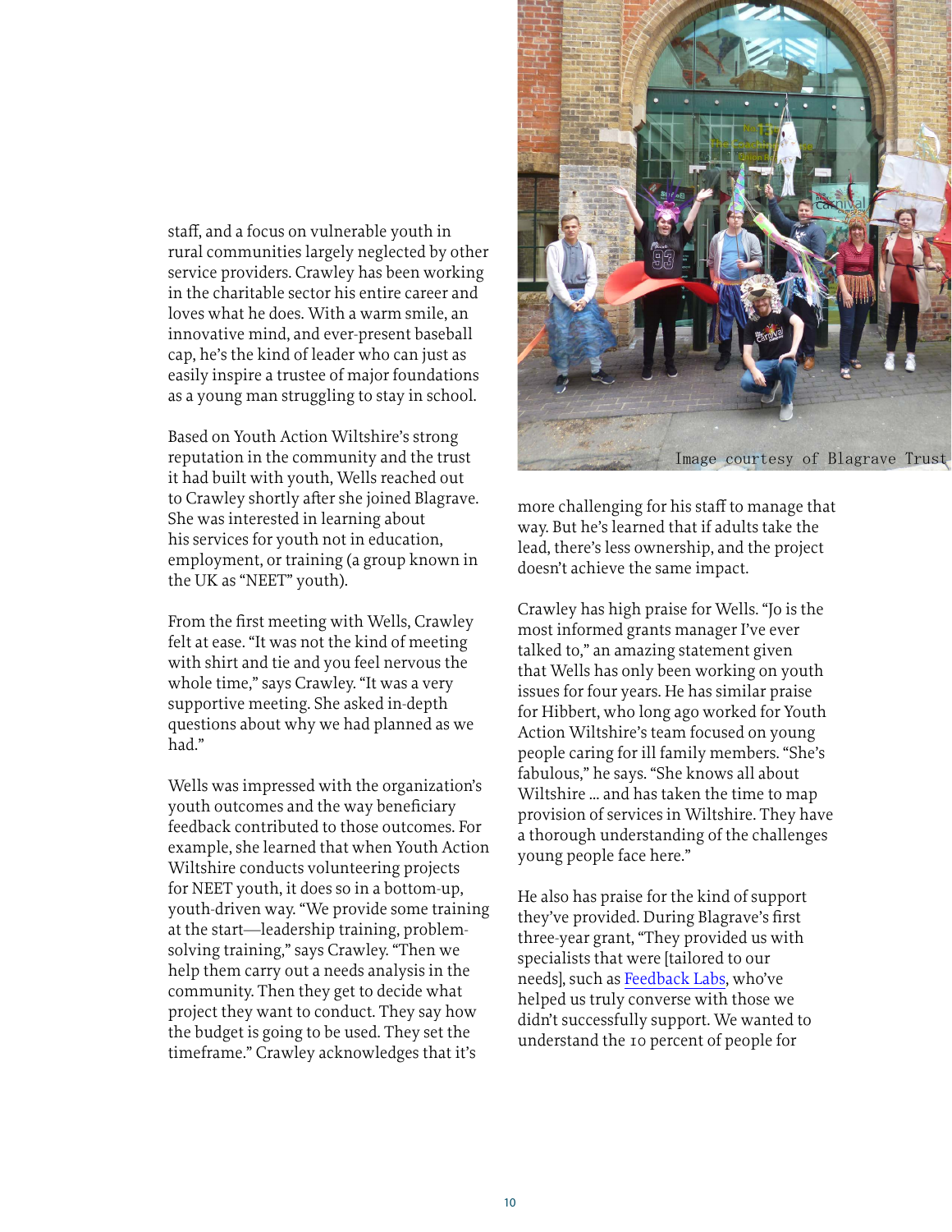staff, and a focus on vulnerable youth in rural communities largely neglected by other service providers. Crawley has been working in the charitable sector his entire career and loves what he does. With a warm smile, an innovative mind, and ever-present baseball cap, he's the kind of leader who can just as easily inspire a trustee of major foundations as a young man struggling to stay in school.

Based on Youth Action Wiltshire's strong reputation in the community and the trust it had built with youth, Wells reached out to Crawley shortly after she joined Blagrave. She was interested in learning about his services for youth not in education, employment, or training (a group known in the UK as "NEET" youth).

From the first meeting with Wells, Crawley felt at ease. "It was not the kind of meeting with shirt and tie and you feel nervous the whole time," says Crawley. "It was a very supportive meeting. She asked in-depth questions about why we had planned as we had."

Wells was impressed with the organization's youth outcomes and the way beneficiary feedback contributed to those outcomes. For example, she learned that when Youth Action Wiltshire conducts volunteering projects for NEET youth, it does so in a bottom-up, youth-driven way. "We provide some training at the start—leadership training, problem-solving training," says Crawley. "Then we help them carry out a needs analysis in the community. Then they get to decide what project they want to conduct. They say how the budget is going to be used. They set the timeframe." Crawley acknowledges that it's more challenging for his staff to manage that way. But he's learned that if adults take the lead, there's less ownership, and the project doesn't achieve the same impact.

Image courtesy of Blagrave Trust

Crawley has high praise for Wells. "Jo is the most informed grants manager I've ever talked to," an amazing statement given that Wells has only been working on youth issues for four years. He has similar praise for Hibbert, who long ago worked for Youth Action Wiltshire's team focused on young people caring for ill family members. "She's fabulous," he says. "She knows all about Wiltshire ... and has taken the time to map provision of services in Wiltshire. They have a thorough understanding of the challenges young people face here."

He also has praise for the kind of support they've provided. During Blagrave's first three-year grant, "They provided us with specialists that were [tailored to our needs], such as Feedback Labs, who've helped us truly converse with those we didn't successfully support. We wanted to understand the 10 percent of people for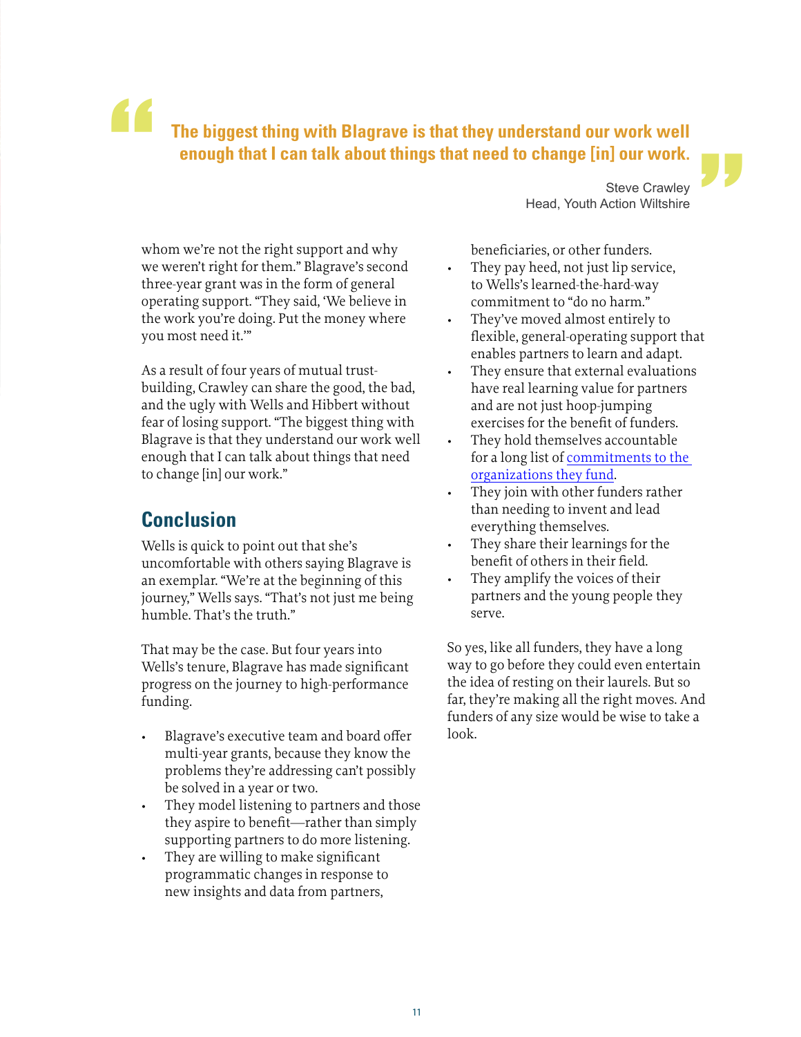> **The biggest thing with Blagrave is that they understand our work well enough that I can talk about things that need to change [in] our work.**
>
> Steve Crawley
> Head, Youth Action Wiltshire

whom we're not the right support and why we weren't right for them." Blagrave's second three-year grant was in the form of general operating support. "They said, 'We believe in the work you're doing. Put the money where you most need it.'"

As a result of four years of mutual trust-building, Crawley can share the good, the bad, and the ugly with Wells and Hibbert without fear of losing support. "The biggest thing with Blagrave is that they understand our work well enough that I can talk about things that need to change [in] our work."

## Conclusion

Wells is quick to point out that she's uncomfortable with others saying Blagrave is an exemplar. "We're at the beginning of this journey," Wells says. "That's not just me being humble. That's the truth."

That may be the case. But four years into Wells's tenure, Blagrave has made significant progress on the journey to high-performance funding.

- Blagrave's executive team and board offer multi-year grants, because they know the problems they're addressing can't possibly be solved in a year or two.
- They model listening to partners and those they aspire to benefit—rather than simply supporting partners to do more listening.
- They are willing to make significant programmatic changes in response to new insights and data from partners, beneficiaries, or other funders.
- They pay heed, not just lip service, to Wells's learned-the-hard-way commitment to "do no harm."
- They've moved almost entirely to flexible, general-operating support that enables partners to learn and adapt.
- They ensure that external evaluations have real learning value for partners and are not just hoop-jumping exercises for the benefit of funders.
- They hold themselves accountable for a long list of commitments to the organizations they fund.
- They join with other funders rather than needing to invent and lead everything themselves.
- They share their learnings for the benefit of others in their field.
- They amplify the voices of their partners and the young people they serve.

So yes, like all funders, they have a long way to go before they could even entertain the idea of resting on their laurels. But so far, they're making all the right moves. And funders of any size would be wise to take a look.